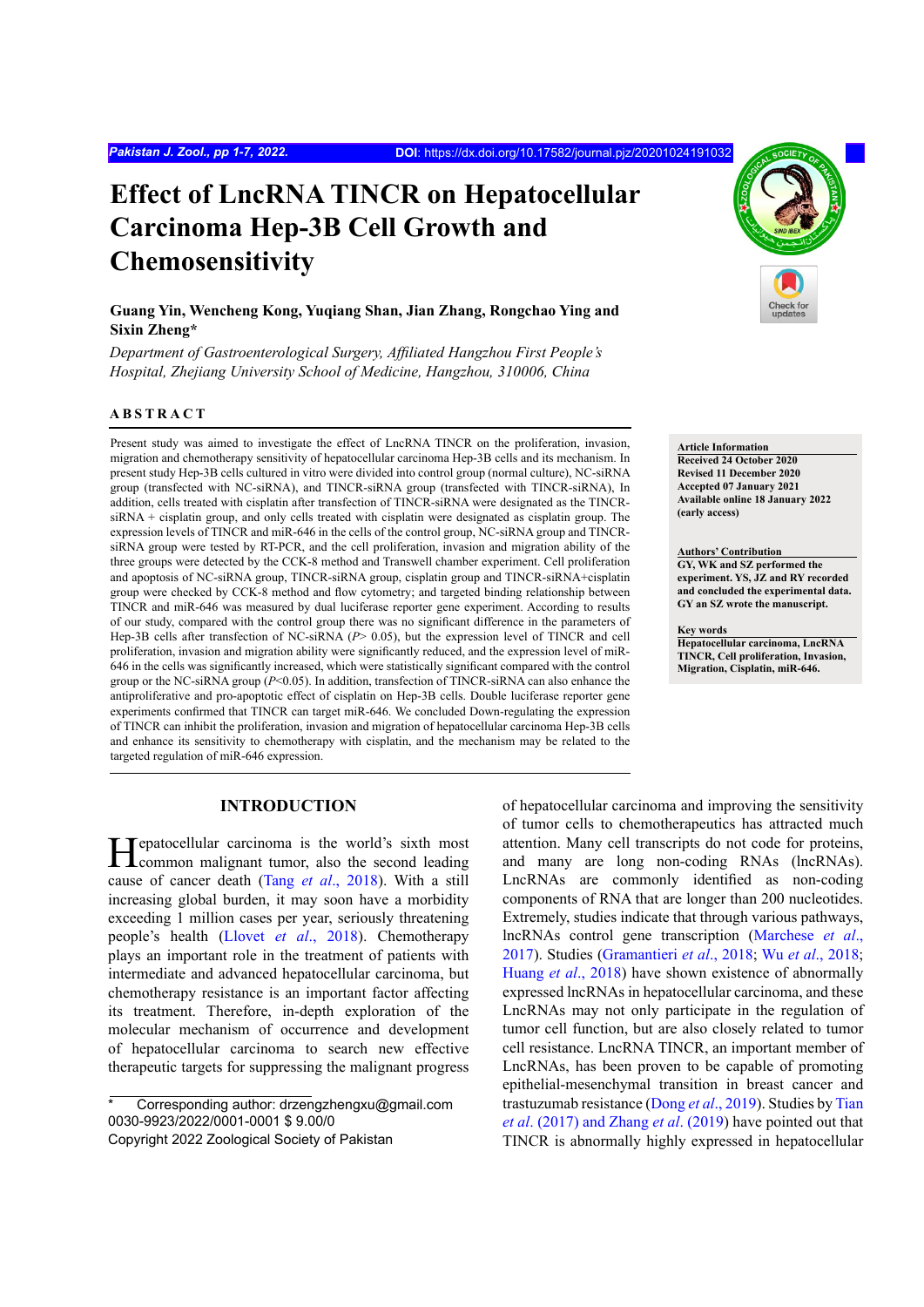# Effect of LncRNA TINCR on Hepatocellular Carcinoma Hep-3B Cell Growth and Chemosensitivity

**Guang Yin, Wencheng Kong, Yuqiang Shan, Jian Zhang, Rongchao Ying and Sixin Zheng***

*Department of Gastroenterological Surgery, Affiliated Hangzhou First People's Hospital, Zhejiang University School of Medicine, Hangzhou, 310006, China*

## ABSTRACT

Present study was aimed to investigate the effect of LncRNA TINCR on the proliferation, invasion, migration and chemotherapy sensitivity of hepatocellular carcinoma Hep-3B cells and its mechanism. In present study Hep-3B cells cultured in vitro were divided into control group (normal culture), NC-siRNA group (transfected with NC-siRNA), and TINCR-siRNA group (transfected with TINCR-siRNA), In addition, cells treated with cisplatin after transfection of TINCR-siRNA were designated as the TINCR-siRNA + cisplatin group, and only cells treated with cisplatin were designated as cisplatin group. The expression levels of TINCR and miR-646 in the cells of the control group, NC-siRNA group and TINCR-siRNA group were tested by RT-PCR, and the cell proliferation, invasion and migration ability of the three groups were detected by the CCK-8 method and Transwell chamber experiment. Cell proliferation and apoptosis of NC-siRNA group, TINCR-siRNA group, cisplatin group and TINCR-siRNA+cisplatin group were checked by CCK-8 method and flow cytometry; and targeted binding relationship between TINCR and miR-646 was measured by dual luciferase reporter gene experiment. According to results of our study, compared with the control group there was no significant difference in the parameters of Hep-3B cells after transfection of NC-siRNA ($P > 0.05$), but the expression level of TINCR and cell proliferation, invasion and migration ability were significantly reduced, and the expression level of miR-646 in the cells was significantly increased, which were statistically significant compared with the control group or the NC-siRNA group ($P<0.05$). In addition, transfection of TINCR-siRNA can also enhance the antiproliferative and pro-apoptotic effect of cisplatin on Hep-3B cells. Double luciferase reporter gene experiments confirmed that TINCR can target miR-646. We concluded Down-regulating the expression of TINCR can inhibit the proliferation, invasion and migration of hepatocellular carcinoma Hep-3B cells and enhance its sensitivity to chemotherapy with cisplatin, and the mechanism may be related to the targeted regulation of miR-646 expression.

**Article Information**
**Received 24 October 2020**
**Revised 11 December 2020**
**Accepted 07 January 2021**
**Available online 18 January 2022 (early access)**

**Authors' Contribution**
**GY, WK and SZ performed the experiment. YS, JZ and RY recorded and concluded the experimental data. GY an SZ wrote the manuscript.**

**Key words**
**Hepatocellular carcinoma, LncRNA TINCR, Cell proliferation, Invasion, Migration, Cisplatin, miR-646.**

## INTRODUCTION

Hepatocellular carcinoma is the world's sixth most common malignant tumor, also the second leading cause of cancer death (Tang *et al*., 2018). With a still increasing global burden, it may soon have a morbidity exceeding 1 million cases per year, seriously threatening people's health (Llovet *et al*., 2018). Chemotherapy plays an important role in the treatment of patients with intermediate and advanced hepatocellular carcinoma, but chemotherapy resistance is an important factor affecting its treatment. Therefore, in-depth exploration of the molecular mechanism of occurrence and development of hepatocellular carcinoma to search new effective therapeutic targets for suppressing the malignant progress of hepatocellular carcinoma and improving the sensitivity of tumor cells to chemotherapeutics has attracted much attention. Many cell transcripts do not code for proteins, and many are long non-coding RNAs (lncRNAs). LncRNAs are commonly identified as non-coding components of RNA that are longer than 200 nucleotides. Extremely, studies indicate that through various pathways, lncRNAs control gene transcription (Marchese *et al*., 2017). Studies (Gramantieri *et al*., 2018; Wu *et al*., 2018; Huang *et al*., 2018) have shown existence of abnormally expressed lncRNAs in hepatocellular carcinoma, and these LncRNAs may not only participate in the regulation of tumor cell function, but are also closely related to tumor cell resistance. LncRNA TINCR, an important member of LncRNAs, has been proven to be capable of promoting epithelial-mesenchymal transition in breast cancer and trastuzumab resistance (Dong *et al*., 2019). Studies by Tian *et al*. (2017) and Zhang *et al*. (2019) have pointed out that TINCR is abnormally highly expressed in hepatocellular

\* Corresponding author: drzengzhengxu@gmail.com
0030-9923/2022/0001-0001 $ 9.00/0
Copyright 2022 Zoological Society of Pakistan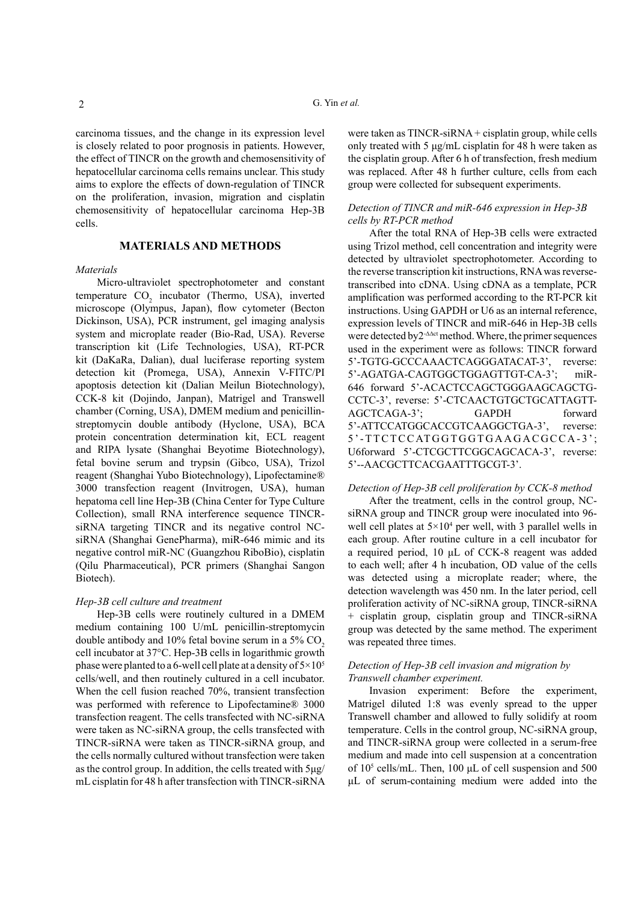carcinoma tissues, and the change in its expression level is closely related to poor prognosis in patients. However, the effect of TINCR on the growth and chemosensitivity of hepatocellular carcinoma cells remains unclear. This study aims to explore the effects of down-regulation of TINCR on the proliferation, invasion, migration and cisplatin chemosensitivity of hepatocellular carcinoma Hep-3B cells.

## MATERIALS AND METHODS

### *Materials*

Micro-ultraviolet spectrophotometer and constant temperature $CO_2$ incubator (Thermo, USA), inverted microscope (Olympus, Japan), flow cytometer (Becton Dickinson, USA), PCR instrument, gel imaging analysis system and microplate reader (Bio-Rad, USA). Reverse transcription kit (Life Technologies, USA), RT-PCR kit (DaKaRa, Dalian), dual luciferase reporting system detection kit (Promega, USA), Annexin V-FITC/PI apoptosis detection kit (Dalian Meilun Biotechnology), CCK-8 kit (Dojindo, Janpan), Matrigel and Transwell chamber (Corning, USA), DMEM medium and penicillin-streptomycin double antibody (Hyclone, USA), BCA protein concentration determination kit, ECL reagent and RIPA lysate (Shanghai Beyotime Biotechnology), fetal bovine serum and trypsin (Gibco, USA), Trizol reagent (Shanghai Yubo Biotechnology), Lipofectamine® 3000 transfection reagent (Invitrogen, USA), human hepatoma cell line Hep-3B (China Center for Type Culture Collection), small RNA interference sequence TINCR-siRNA targeting TINCR and its negative control NC-siRNA (Shanghai GenePharma), miR-646 mimic and its negative control miR-NC (Guangzhou RiboBio), cisplatin (Qilu Pharmaceutical), PCR primers (Shanghai Sangon Biotech).

### *Hep-3B cell culture and treatment*

Hep-3B cells were routinely cultured in a DMEM medium containing 100 U/mL penicillin-streptomycin double antibody and 10% fetal bovine serum in a 5% $CO_2$ cell incubator at 37°C. Hep-3B cells in logarithmic growth phase were planted to a 6-well cell plate at a density of $5\times10^5$ cells/well, and then routinely cultured in a cell incubator. When the cell fusion reached 70%, transient transfection was performed with reference to Lipofectamine® 3000 transfection reagent. The cells transfected with NC-siRNA were taken as NC-siRNA group, the cells transfected with TINCR-siRNA were taken as TINCR-siRNA group, and the cells normally cultured without transfection were taken as the control group. In addition, the cells treated with 5μg/mL cisplatin for 48 h after transfection with TINCR-siRNA were taken as TINCR-siRNA + cisplatin group, while cells only treated with 5 μg/mL cisplatin for 48 h were taken as the cisplatin group. After 6 h of transfection, fresh medium was replaced. After 48 h further culture, cells from each group were collected for subsequent experiments.

### *Detection of TINCR and miR-646 expression in Hep-3B cells by RT-PCR method*

After the total RNA of Hep-3B cells were extracted using Trizol method, cell concentration and integrity were detected by ultraviolet spectrophotometer. According to the reverse transcription kit instructions, RNA was reverse-transcribed into cDNA. Using cDNA as a template, PCR amplification was performed according to the RT-PCR kit instructions. Using GAPDH or U6 as an internal reference, expression levels of TINCR and miR-646 in Hep-3B cells were detected by $2^{-\Delta\Delta ct}$ method. Where, the primer sequences used in the experiment were as follows: TINCR forward 5’-TGTG-GCCCAAACTCAGGGATACAT-3’, reverse: 5’-AGATGA-CAGTGGCTGGAGTTGT-CA-3’; miR-646 forward 5’-ACACTCCAGCTGGGAAGCAGCTG-CCTC-3’, reverse: 5’-CTCAACTGTGCTGCATTAGTT-AGCTCAGA-3’; GAPDH forward 5’-ATTCCATGGCACCGTCAAGGCTGA-3’, reverse: 5’-TTCTCCATGGTGGTGAAGACGCCA-3’; U6forward 5’-CTCGCTTCGGCAGCACA-3’, reverse: 5’--AACGCTTCACGAATTTGCGT-3’.

### *Detection of Hep-3B cell proliferation by CCK-8 method*

After the treatment, cells in the control group, NC-siRNA group and TINCR group were inoculated into 96-well cell plates at $5\times10^4$ per well, with 3 parallel wells in each group. After routine culture in a cell incubator for a required period, 10 μL of CCK-8 reagent was added to each well; after 4 h incubation, OD value of the cells was detected using a microplate reader; where, the detection wavelength was 450 nm. In the later period, cell proliferation activity of NC-siRNA group, TINCR-siRNA + cisplatin group, cisplatin group and TINCR-siRNA group was detected by the same method. The experiment was repeated three times.

### *Detection of Hep-3B cell invasion and migration by Transwell chamber experiment.*

Invasion experiment: Before the experiment, Matrigel diluted 1:8 was evenly spread to the upper Transwell chamber and allowed to fully solidify at room temperature. Cells in the control group, NC-siRNA group, and TINCR-siRNA group were collected in a serum-free medium and made into cell suspension at a concentration of $10^5$ cells/mL. Then, 100 μL of cell suspension and 500 μL of serum-containing medium were added into the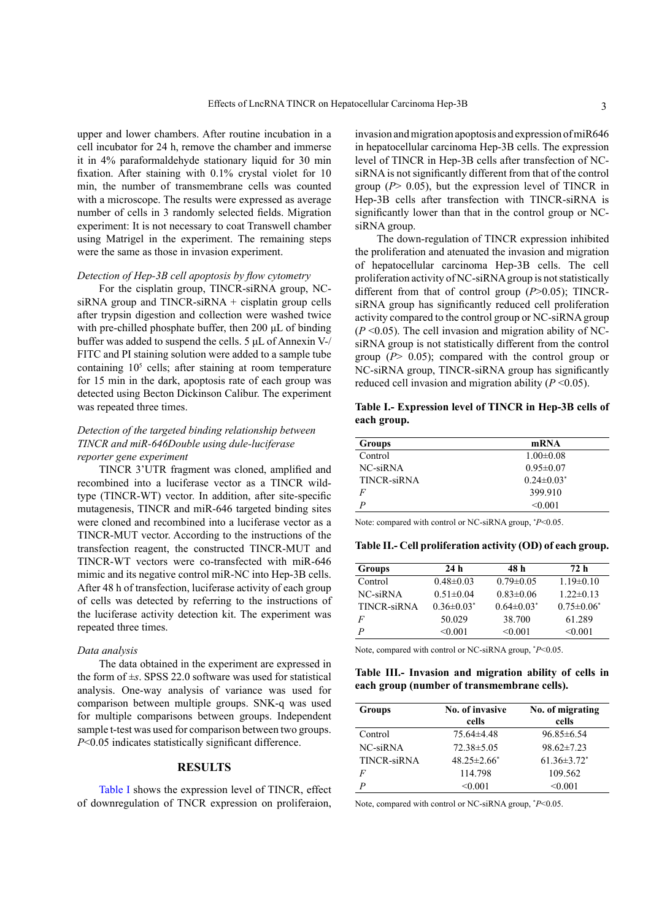upper and lower chambers. After routine incubation in a cell incubator for 24 h, remove the chamber and immerse it in 4% paraformaldehyde stationary liquid for 30 min fixation. After staining with 0.1% crystal violet for 10 min, the number of transmembrane cells was counted with a microscope. The results were expressed as average number of cells in 3 randomly selected fields. Migration experiment: It is not necessary to coat Transwell chamber using Matrigel in the experiment. The remaining steps were the same as those in invasion experiment.

*Detection of Hep-3B cell apoptosis by flow cytometry*

For the cisplatin group, TINCR-siRNA group, NC-siRNA group and TINCR-siRNA + cisplatin group cells after trypsin digestion and collection were washed twice with pre-chilled phosphate buffer, then 200 μL of binding buffer was added to suspend the cells. 5 μL of Annexin V-/FITC and PI staining solution were added to a sample tube containing $10^5$ cells; after staining at room temperature for 15 min in the dark, apoptosis rate of each group was detected using Becton Dickinson Calibur. The experiment was repeated three times.

*Detection of the targeted binding relationship between TINCR and miR-646Double using dule-luciferase reporter gene experiment*

TINCR 3'UTR fragment was cloned, amplified and recombined into a luciferase vector as a TINCR wild-type (TINCR-WT) vector. In addition, after site-specific mutagenesis, TINCR and miR-646 targeted binding sites were cloned and recombined into a luciferase vector as a TINCR-MUT vector. According to the instructions of the transfection reagent, the constructed TINCR-MUT and TINCR-WT vectors were co-transfected with miR-646 mimic and its negative control miR-NC into Hep-3B cells. After 48 h of transfection, luciferase activity of each group of cells was detected by referring to the instructions of the luciferase activity detection kit. The experiment was repeated three times.

*Data analysis*

The data obtained in the experiment are expressed in the form of ±*s*. SPSS 22.0 software was used for statistical analysis. One-way analysis of variance was used for comparison between multiple groups. SNK-q was used for multiple comparisons between groups. Independent sample t-test was used for comparison between two groups. $P<0.05$ indicates statistically significant difference.

## RESULTS

Table I shows the expression level of TINCR, effect of downregulation of TNCR expression on proliferaion, invasion and migration apoptosis and expression of miR646 in hepatocellular carcinoma Hep-3B cells. The expression level of TINCR in Hep-3B cells after transfection of NC-siRNA is not significantly different from that of the control group ($P>0.05$), but the expression level of TINCR in Hep-3B cells after transfection with TINCR-siRNA is significantly lower than that in the control group or NC-siRNA group.

The down-regulation of TINCR expression inhibited the proliferation and atenuated the invasion and migration of hepatocellular carcinoma Hep-3B cells. The cell proliferation activity of NC-siRNA group is not statistically different from that of control group ($P>0.05$); TINCR-siRNA group has significantly reduced cell proliferation activity compared to the control group or NC-siRNA group ($P<0.05$). The cell invasion and migration ability of NC-siRNA group is not statistically different from the control group ($P>0.05$); compared with the control group or NC-siRNA group, TINCR-siRNA group has significantly reduced cell invasion and migration ability ($P<0.05$).

**Table I.- Expression level of TINCR in Hep-3B cells of each group.**

| Groups | mRNA |
|---|---|
| Control | 1.00±0.08 |
| NC-siRNA | 0.95±0.07 |
| TINCR-siRNA | 0.24±0.03* |
| *F* | 399.910 |
| *P* | <0.001 |

Note: compared with control or NC-siRNA group, *$P<0.05$.

**Table II.- Cell proliferation activity (OD) of each group.**

| Groups | 24 h | 48 h | 72 h |
|---|---|---|---|
| Control | 0.48±0.03 | 0.79±0.05 | 1.19±0.10 |
| NC-siRNA | 0.51±0.04 | 0.83±0.06 | 1.22±0.13 |
| TINCR-siRNA | 0.36±0.03* | 0.64±0.03* | 0.75±0.06* |
| *F* | 50.029 | 38.700 | 61.289 |
| *P* | <0.001 | <0.001 | <0.001 |

Note, compared with control or NC-siRNA group, *$P<0.05$.

**Table III.- Invasion and migration ability of cells in each group (number of transmembrane cells).**

| Groups | No. of invasive cells | No. of migrating cells |
|---|---|---|
| Control | 75.64±4.48 | 96.85±6.54 |
| NC-siRNA | 72.38±5.05 | 98.62±7.23 |
| TINCR-siRNA | 48.25±2.66* | 61.36±3.72* |
| *F* | 114.798 | 109.562 |
| *P* | <0.001 | <0.001 |

Note, compared with control or NC-siRNA group, *$P<0.05$.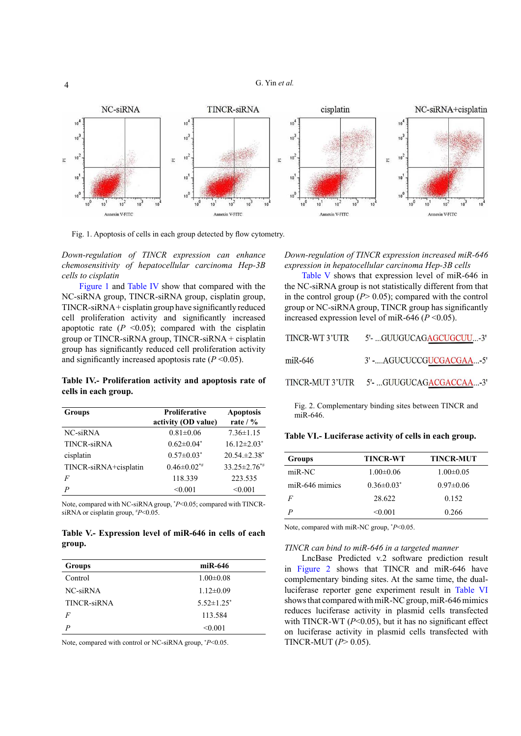Fig. 1. Apoptosis of cells in each group detected by flow cytometry.

*Down-regulation of TINCR expression can enhance chemosensitivity of hepatocellular carcinoma Hep-3B cells to cisplatin*

Figure 1 and Table IV show that compared with the NC-siRNA group, TINCR-siRNA group, cisplatin group, TINCR-siRNA + cisplatin group have significantly reduced cell proliferation activity and significantly increased apoptotic rate ($P$ <0.05); compared with the cisplatin group or TINCR-siRNA group, TINCR-siRNA + cisplatin group has significantly reduced cell proliferation activity and significantly increased apoptosis rate ($P$ <0.05).

**Table IV.- Proliferation activity and apoptosis rate of cells in each group.**

| Groups | Proliferative activity (OD value) | Apoptosis rate / % |
|---|---|---|
| NC-siRNA | 0.81±0.06 | 7.36±1.15 |
| TINCR-siRNA | 0.62±0.04* | 16.12±2.03* |
| cisplatin | 0.57±0.03* | 20.54.±2.38* |
| TINCR-siRNA+cisplatin | 0.46±0.02*# | 33.25±2.76*# |
| $F$ | 118.339 | 223.535 |
| $P$ | <0.001 | <0.001 |

Note, compared with NC-siRNA group, *$P$<0.05; compared with TINCR-siRNA or cisplatin group, #$P$<0.05.

**Table V.- Expression level of miR-646 in cells of each group.**

| Groups | miR-646 |
|---|---|
| Control | 1.00±0.08 |
| NC-siRNA | 1.12±0.09 |
| TINCR-siRNA | 5.52±1.25* |
| $F$ | 113.584 |
| $P$ | <0.001 |

Note, compared with control or NC-siRNA group, *$P$<0.05.

*Down-regulation of TINCR expression increased miR-646 expression in hepatocellular carcinoma Hep-3B cells*

Table V shows that expression level of miR-646 in the NC-siRNA group is not statistically different from that in the control group ($P$> 0.05); compared with the control group or NC-siRNA group, TINCR group has significantly increased expression level of miR-646 ($P$ <0.05).

TINCR-WT 3'UTR 5'- ...GUUGUCAGAGCUGCUU...-3'

miR-646 3' -....AGUCUCCGUCGACGAA...-5'

TINCR-MUT 3'UTR 5'- ...GUUGUCAGACGACCAA...-3'

Fig. 2. Complementary binding sites between TINCR and miR-646.

**Table VI.- Luciferase activity of cells in each group.**

| Groups | TINCR-WT | TINCR-MUT |
|---|---|---|
| miR-NC | 1.00±0.06 | 1.00±0.05 |
| miR-646 mimics | 0.36±0.03* | 0.97±0.06 |
| $F$ | 28.622 | 0.152 |
| $P$ | <0.001 | 0.266 |

Note, compared with miR-NC group, *$P$<0.05.

*TINCR can bind to miR-646 in a targeted manner*

LncBase Predicted v.2 software prediction result in Figure 2 shows that TINCR and miR-646 have complementary binding sites. At the same time, the dual-luciferase reporter gene experiment result in Table VI shows that compared with miR-NC group, miR-646 mimics reduces luciferase activity in plasmid cells transfected with TINCR-WT ($P$<0.05), but it has no significant effect on luciferase activity in plasmid cells transfected with TINCR-MUT ($P$> 0.05).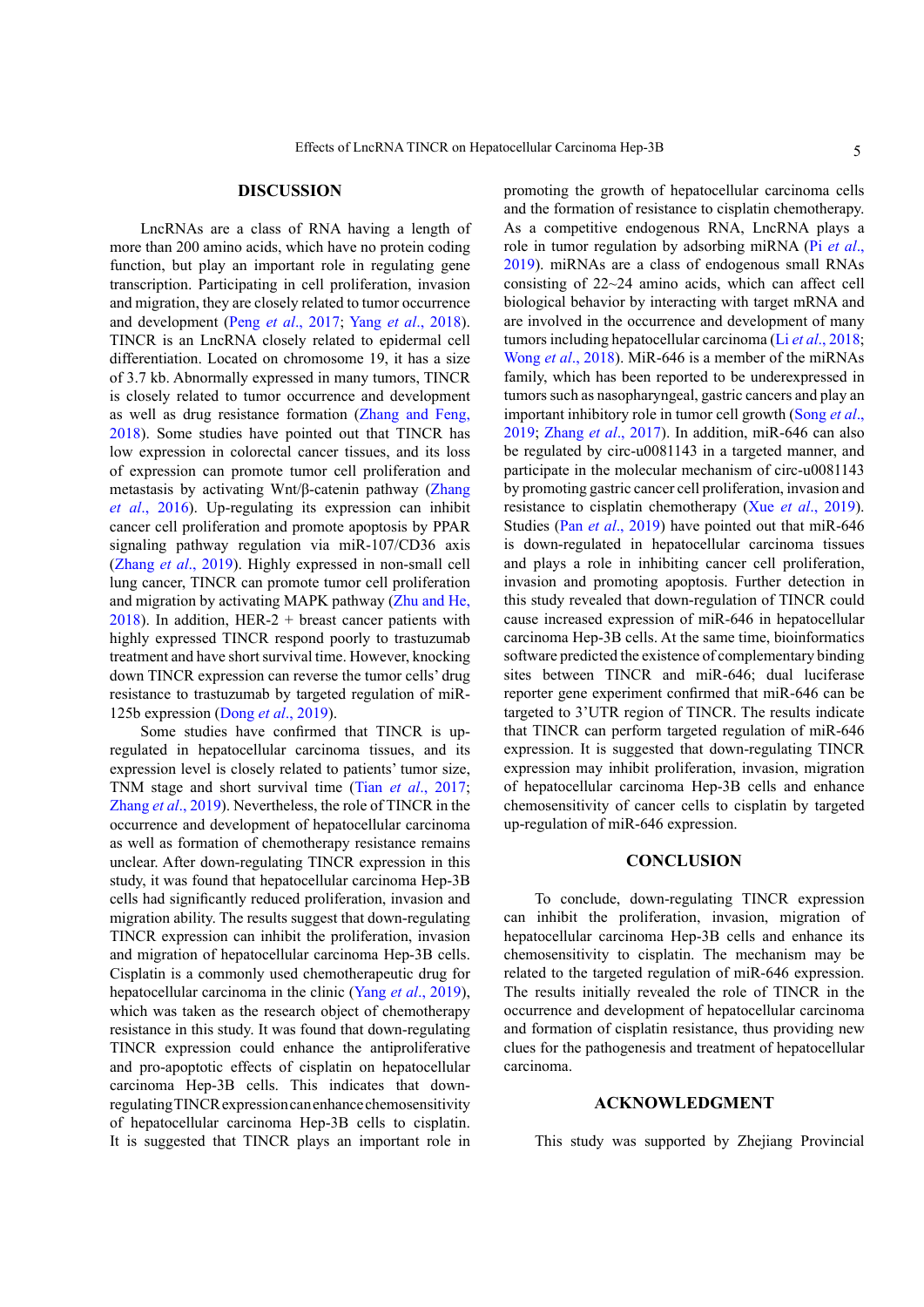## DISCUSSION

LncRNAs are a class of RNA having a length of more than 200 amino acids, which have no protein coding function, but play an important role in regulating gene transcription. Participating in cell proliferation, invasion and migration, they are closely related to tumor occurrence and development (Peng *et al*., 2017; Yang *et al*., 2018). TINCR is an LncRNA closely related to epidermal cell differentiation. Located on chromosome 19, it has a size of 3.7 kb. Abnormally expressed in many tumors, TINCR is closely related to tumor occurrence and development as well as drug resistance formation (Zhang and Feng, 2018). Some studies have pointed out that TINCR has low expression in colorectal cancer tissues, and its loss of expression can promote tumor cell proliferation and metastasis by activating Wnt/β-catenin pathway (Zhang *et al*., 2016). Up-regulating its expression can inhibit cancer cell proliferation and promote apoptosis by PPAR signaling pathway regulation via miR-107/CD36 axis (Zhang *et al*., 2019). Highly expressed in non-small cell lung cancer, TINCR can promote tumor cell proliferation and migration by activating MAPK pathway (Zhu and He, 2018). In addition, HER-2 + breast cancer patients with highly expressed TINCR respond poorly to trastuzumab treatment and have short survival time. However, knocking down TINCR expression can reverse the tumor cells' drug resistance to trastuzumab by targeted regulation of miR-125b expression (Dong *et al*., 2019).

Some studies have confirmed that TINCR is up-regulated in hepatocellular carcinoma tissues, and its expression level is closely related to patients' tumor size, TNM stage and short survival time (Tian *et al*., 2017; Zhang *et al*., 2019). Nevertheless, the role of TINCR in the occurrence and development of hepatocellular carcinoma as well as formation of chemotherapy resistance remains unclear. After down-regulating TINCR expression in this study, it was found that hepatocellular carcinoma Hep-3B cells had significantly reduced proliferation, invasion and migration ability. The results suggest that down-regulating TINCR expression can inhibit the proliferation, invasion and migration of hepatocellular carcinoma Hep-3B cells. Cisplatin is a commonly used chemotherapeutic drug for hepatocellular carcinoma in the clinic (Yang *et al*., 2019), which was taken as the research object of chemotherapy resistance in this study. It was found that down-regulating TINCR expression could enhance the antiproliferative and pro-apoptotic effects of cisplatin on hepatocellular carcinoma Hep-3B cells. This indicates that down-regulating TINCR expression can enhance chemosensitivity of hepatocellular carcinoma Hep-3B cells to cisplatin. It is suggested that TINCR plays an important role in promoting the growth of hepatocellular carcinoma cells and the formation of resistance to cisplatin chemotherapy. As a competitive endogenous RNA, LncRNA plays a role in tumor regulation by adsorbing miRNA (Pi *et al*., 2019). miRNAs are a class of endogenous small RNAs consisting of 22~24 amino acids, which can affect cell biological behavior by interacting with target mRNA and are involved in the occurrence and development of many tumors including hepatocellular carcinoma (Li *et al*., 2018; Wong *et al*., 2018). MiR-646 is a member of the miRNAs family, which has been reported to be underexpressed in tumors such as nasopharyngeal, gastric cancers and play an important inhibitory role in tumor cell growth (Song *et al*., 2019; Zhang *et al*., 2017). In addition, miR-646 can also be regulated by circ-u0081143 in a targeted manner, and participate in the molecular mechanism of circ-u0081143 by promoting gastric cancer cell proliferation, invasion and resistance to cisplatin chemotherapy (Xue *et al*., 2019). Studies (Pan *et al*., 2019) have pointed out that miR-646 is down-regulated in hepatocellular carcinoma tissues and plays a role in inhibiting cancer cell proliferation, invasion and promoting apoptosis. Further detection in this study revealed that down-regulation of TINCR could cause increased expression of miR-646 in hepatocellular carcinoma Hep-3B cells. At the same time, bioinformatics software predicted the existence of complementary binding sites between TINCR and miR-646; dual luciferase reporter gene experiment confirmed that miR-646 can be targeted to 3'UTR region of TINCR. The results indicate that TINCR can perform targeted regulation of miR-646 expression. It is suggested that down-regulating TINCR expression may inhibit proliferation, invasion, migration of hepatocellular carcinoma Hep-3B cells and enhance chemosensitivity of cancer cells to cisplatin by targeted up-regulation of miR-646 expression.

## CONCLUSION

To conclude, down-regulating TINCR expression can inhibit the proliferation, invasion, migration of hepatocellular carcinoma Hep-3B cells and enhance its chemosensitivity to cisplatin. The mechanism may be related to the targeted regulation of miR-646 expression. The results initially revealed the role of TINCR in the occurrence and development of hepatocellular carcinoma and formation of cisplatin resistance, thus providing new clues for the pathogenesis and treatment of hepatocellular carcinoma.

## ACKNOWLEDGMENT

This study was supported by Zhejiang Provincial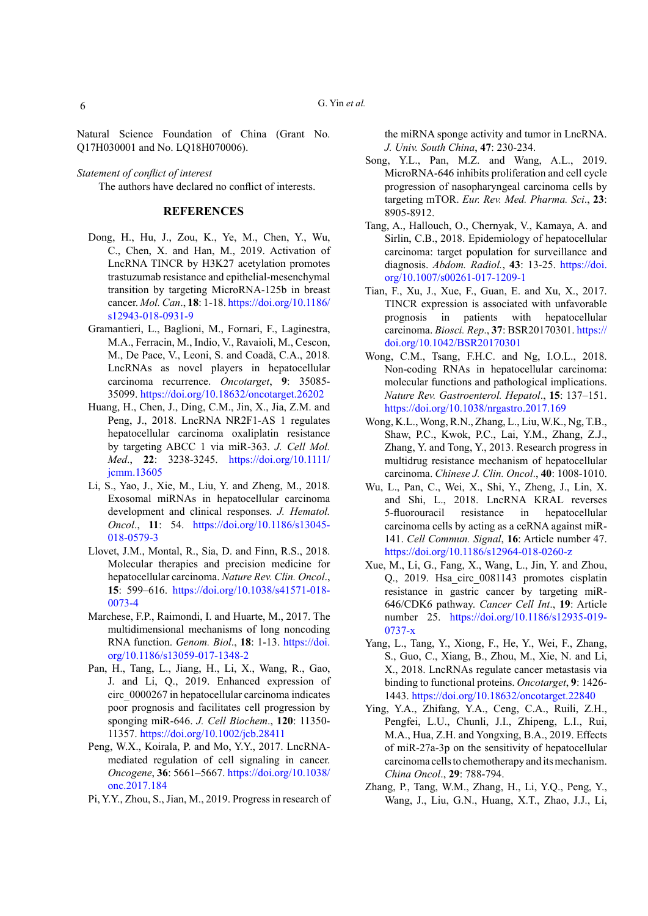Natural Science Foundation of China (Grant No. Q17H030001 and No. LQ18H070006).

*Statement of conflict of interest*

The authors have declared no conflict of interests.

## REFERENCES

Dong, H., Hu, J., Zou, K., Ye, M., Chen, Y., Wu, C., Chen, X. and Han, M., 2019. Activation of LncRNA TINCR by H3K27 acetylation promotes trastuzumab resistance and epithelial-mesenchymal transition by targeting MicroRNA-125b in breast cancer. *Mol. Can*., **18**: 1-18. https://doi.org/10.1186/s12943-018-0931-9

Gramantieri, L., Baglioni, M., Fornari, F., Laginestra, M.A., Ferracin, M., Indio, V., Ravaioli, M., Cescon, M., De Pace, V., Leoni, S. and Coadă, C.A., 2018. LncRNAs as novel players in hepatocellular carcinoma recurrence. *Oncotarget*, **9**: 35085-35099. https://doi.org/10.18632/oncotarget.26202

Huang, H., Chen, J., Ding, C.M., Jin, X., Jia, Z.M. and Peng, J., 2018. LncRNA NR2F1-AS 1 regulates hepatocellular carcinoma oxaliplatin resistance by targeting ABCC 1 via miR-363. *J. Cell Mol. Med*., **22**: 3238-3245. https://doi.org/10.1111/jcmm.13605

Li, S., Yao, J., Xie, M., Liu, Y. and Zheng, M., 2018. Exosomal miRNAs in hepatocellular carcinoma development and clinical responses. *J. Hematol. Oncol*., **11**: 54. https://doi.org/10.1186/s13045-018-0579-3

Llovet, J.M., Montal, R., Sia, D. and Finn, R.S., 2018. Molecular therapies and precision medicine for hepatocellular carcinoma. *Nature Rev. Clin. Oncol*., **15**: 599–616. https://doi.org/10.1038/s41571-018-0073-4

Marchese, F.P., Raimondi, I. and Huarte, M., 2017. The multidimensional mechanisms of long noncoding RNA function. *Genom. Biol*., **18**: 1-13. https://doi.org/10.1186/s13059-017-1348-2

Pan, H., Tang, L., Jiang, H., Li, X., Wang, R., Gao, J. and Li, Q., 2019. Enhanced expression of circ_0000267 in hepatocellular carcinoma indicates poor prognosis and facilitates cell progression by sponging miR-646. *J. Cell Biochem*., **120**: 11350-11357. https://doi.org/10.1002/jcb.28411

Peng, W.X., Koirala, P. and Mo, Y.Y., 2017. LncRNA-mediated regulation of cell signaling in cancer. *Oncogene*, **36**: 5661–5667. https://doi.org/10.1038/onc.2017.184

Pi, Y.Y., Zhou, S., Jian, M., 2019. Progress in research of the miRNA sponge activity and tumor in LncRNA. *J. Univ. South China*, **47**: 230-234.

Song, Y.L., Pan, M.Z. and Wang, A.L., 2019. MicroRNA-646 inhibits proliferation and cell cycle progression of nasopharyngeal carcinoma cells by targeting mTOR. *Eur. Rev. Med. Pharma. Sci*., **23**: 8905-8912.

Tang, A., Hallouch, O., Chernyak, V., Kamaya, A. and Sirlin, C.B., 2018. Epidemiology of hepatocellular carcinoma: target population for surveillance and diagnosis. *Abdom. Radiol.*, **43**: 13-25. https://doi.org/10.1007/s00261-017-1209-1

Tian, F., Xu, J., Xue, F., Guan, E. and Xu, X., 2017. TINCR expression is associated with unfavorable prognosis in patients with hepatocellular carcinoma. *Biosci. Rep*., **37**: BSR20170301. https://doi.org/10.1042/BSR20170301

Wong, C.M., Tsang, F.H.C. and Ng, I.O.L., 2018. Non-coding RNAs in hepatocellular carcinoma: molecular functions and pathological implications. *Nature Rev. Gastroenterol. Hepatol*., **15**: 137–151. https://doi.org/10.1038/nrgastro.2017.169

Wong, K.L., Wong, R.N., Zhang, L., Liu, W.K., Ng, T.B., Shaw, P.C., Kwok, P.C., Lai, Y.M., Zhang, Z.J., Zhang, Y. and Tong, Y., 2013. Research progress in multidrug resistance mechanism of hepatocellular carcinoma. *Chinese J. Clin. Oncol*., **40**: 1008-1010.

Wu, L., Pan, C., Wei, X., Shi, Y., Zheng, J., Lin, X. and Shi, L., 2018. LncRNA KRAL reverses 5-fluorouracil resistance in hepatocellular carcinoma cells by acting as a ceRNA against miR-141. *Cell Commun. Signal*, **16**: Article number 47. https://doi.org/10.1186/s12964-018-0260-z

Xue, M., Li, G., Fang, X., Wang, L., Jin, Y. and Zhou, Q., 2019. Hsa_circ_0081143 promotes cisplatin resistance in gastric cancer by targeting miR-646/CDK6 pathway. *Cancer Cell Int*., **19**: Article number 25. https://doi.org/10.1186/s12935-019-0737-x

Yang, L., Tang, Y., Xiong, F., He, Y., Wei, F., Zhang, S., Guo, C., Xiang, B., Zhou, M., Xie, N. and Li, X., 2018. LncRNAs regulate cancer metastasis via binding to functional proteins. *Oncotarget*, **9**: 1426-1443. https://doi.org/10.18632/oncotarget.22840

Ying, Y.A., Zhifang, Y.A., Ceng, C.A., Ruili, Z.H., Pengfei, L.U., Chunli, J.I., Zhipeng, L.I., Rui, M.A., Hua, Z.H. and Yongxing, B.A., 2019. Effects of miR-27a-3p on the sensitivity of hepatocellular carcinoma cells to chemotherapy and its mechanism. *China Oncol*., **29**: 788-794.

Zhang, P., Tang, W.M., Zhang, H., Li, Y.Q., Peng, Y., Wang, J., Liu, G.N., Huang, X.T., Zhao, J.J., Li,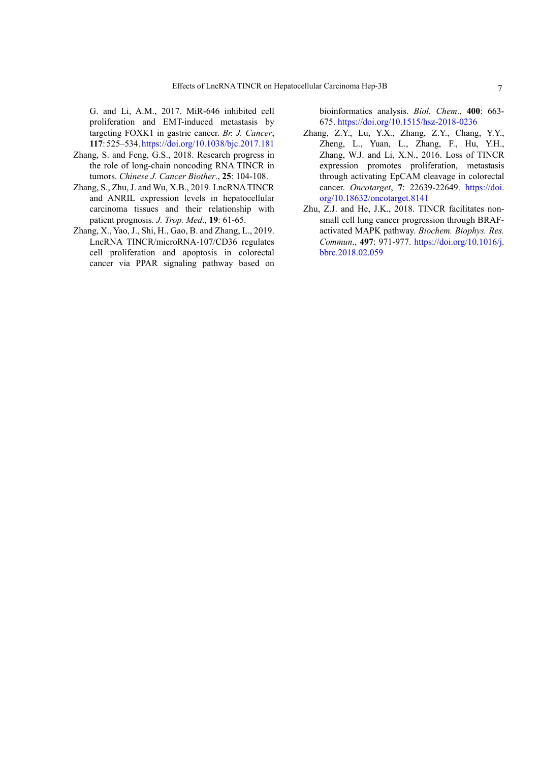G. and Li, A.M., 2017. MiR-646 inhibited cell proliferation and EMT-induced metastasis by targeting FOXK1 in gastric cancer. *Br. J. Cancer*, **117**: 525–534. https://doi.org/10.1038/bjc.2017.181

Zhang, S. and Feng, G.S., 2018. Research progress in the role of long-chain noncoding RNA TINCR in tumors. *Chinese J. Cancer Biother*., **25**: 104-108.

Zhang, S., Zhu, J. and Wu, X.B., 2019. LncRNA TINCR and ANRIL expression levels in hepatocellular carcinoma tissues and their relationship with patient prognosis. *J. Trop. Med*., **19**: 61-65.

Zhang, X., Yao, J., Shi, H., Gao, B. and Zhang, L., 2019. LncRNA TINCR/microRNA-107/CD36 regulates cell proliferation and apoptosis in colorectal cancer via PPAR signaling pathway based on bioinformatics analysis. *Biol. Chem*., **400**: 663-675. https://doi.org/10.1515/hsz-2018-0236

Zhang, Z.Y., Lu, Y.X., Zhang, Z.Y., Chang, Y.Y., Zheng, L., Yuan, L., Zhang, F., Hu, Y.H., Zhang, W.J. and Li, X.N., 2016. Loss of TINCR expression promotes proliferation, metastasis through activating EpCAM cleavage in colorectal cancer. *Oncotarget*, **7**: 22639-22649. https://doi.org/10.18632/oncotarget.8141

Zhu, Z.J. and He, J.K., 2018. TINCR facilitates non-small cell lung cancer progression through BRAF-activated MAPK pathway. *Biochem. Biophys. Res. Commun*., **497**: 971-977. https://doi.org/10.1016/j.bbrc.2018.02.059